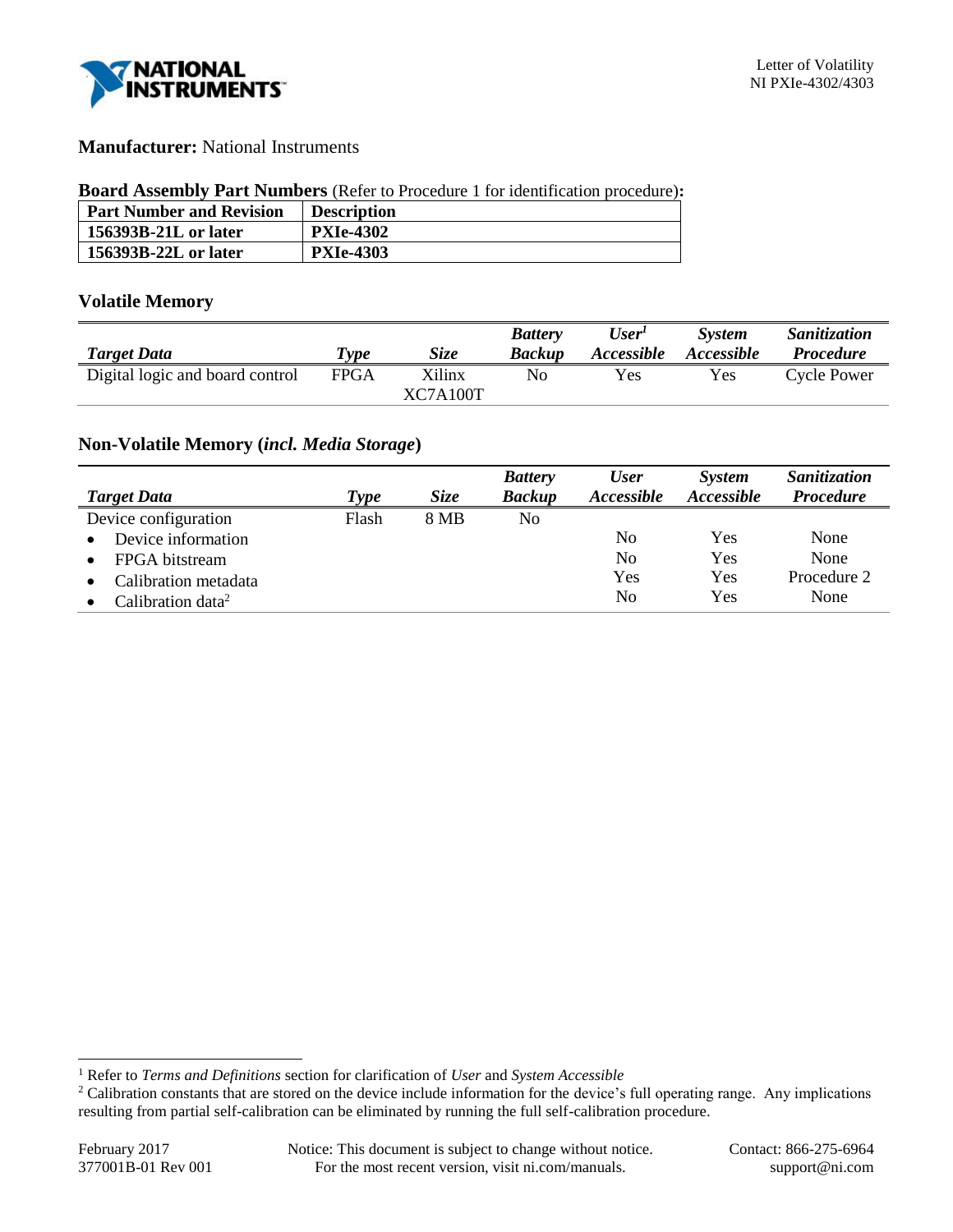**Manufacturer:** National Instruments

**Board Assembly Part Numbers** (Refer to Procedure 1 for identification procedure)**:**

| Part Number and Revision | Description |
|---|---|
| **156393B-21L or later** | **PXIe-4302** |
| **156393B-22L or later** | **PXIe-4303** |

### Volatile Memory

| *Target Data* | *Type* | *Size* | *Battery Backup* | *User[1] Accessible* | *System Accessible* | *Sanitization Procedure* |
|---|---|---|---|---|---|---|
| Digital logic and board control | FPGA | Xilinx XC7A100T | No | Yes | Yes | Cycle Power |

### Non-Volatile Memory (*incl. Media Storage*)

| *Target Data* | *Type* | *Size* | *Battery Backup* | *User Accessible* | *System Accessible* | *Sanitization Procedure* |
|---|---|---|---|---|---|---|
| Device configuration | Flash | 8 MB | No | | | |
| • Device information | | | | No | Yes | None |
| • FPGA bitstream | | | | No | Yes | None |
| • Calibration metadata | | | | Yes | Yes | Procedure 2 |
| • Calibration data[2] | | | | No | Yes | None |

[1] Refer to *Terms and Definitions* section for clarification of *User* and *System Accessible*

[2] Calibration constants that are stored on the device include information for the device's full operating range. Any implications resulting from partial self-calibration can be eliminated by running the full self-calibration procedure.

February 2017
377001B-01 Rev 001

Notice: This document is subject to change without notice.
For the most recent version, visit ni.com/manuals.

Contact: 866-275-6964
support@ni.com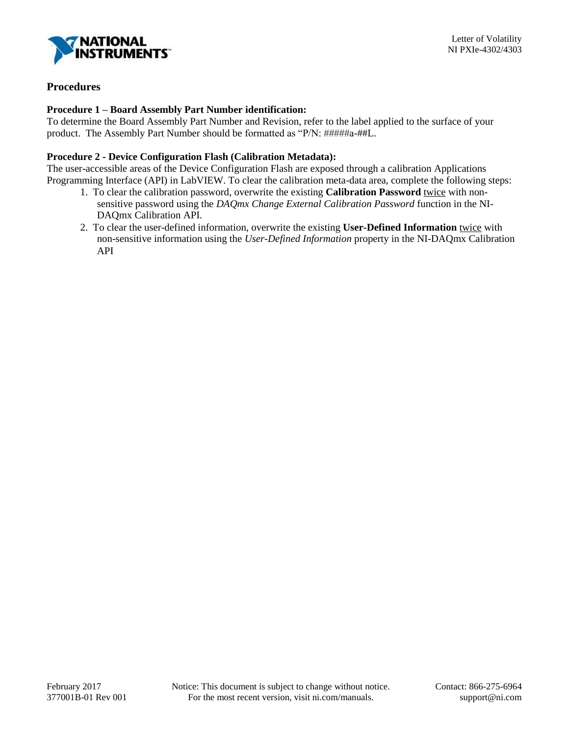## Procedures

**Procedure 1 – Board Assembly Part Number identification:**
To determine the Board Assembly Part Number and Revision, refer to the label applied to the surface of your product. The Assembly Part Number should be formatted as "P/N: #####a-##L.

**Procedure 2 - Device Configuration Flash (Calibration Metadata):**
The user-accessible areas of the Device Configuration Flash are exposed through a calibration Applications Programming Interface (API) in LabVIEW. To clear the calibration meta-data area, complete the following steps:

1. To clear the calibration password, overwrite the existing **Calibration Password** twice with non-sensitive password using the *DAQmx Change External Calibration Password* function in the NI-DAQmx Calibration API.
2. To clear the user-defined information, overwrite the existing **User-Defined Information** twice with non-sensitive information using the *User-Defined Information* property in the NI-DAQmx Calibration API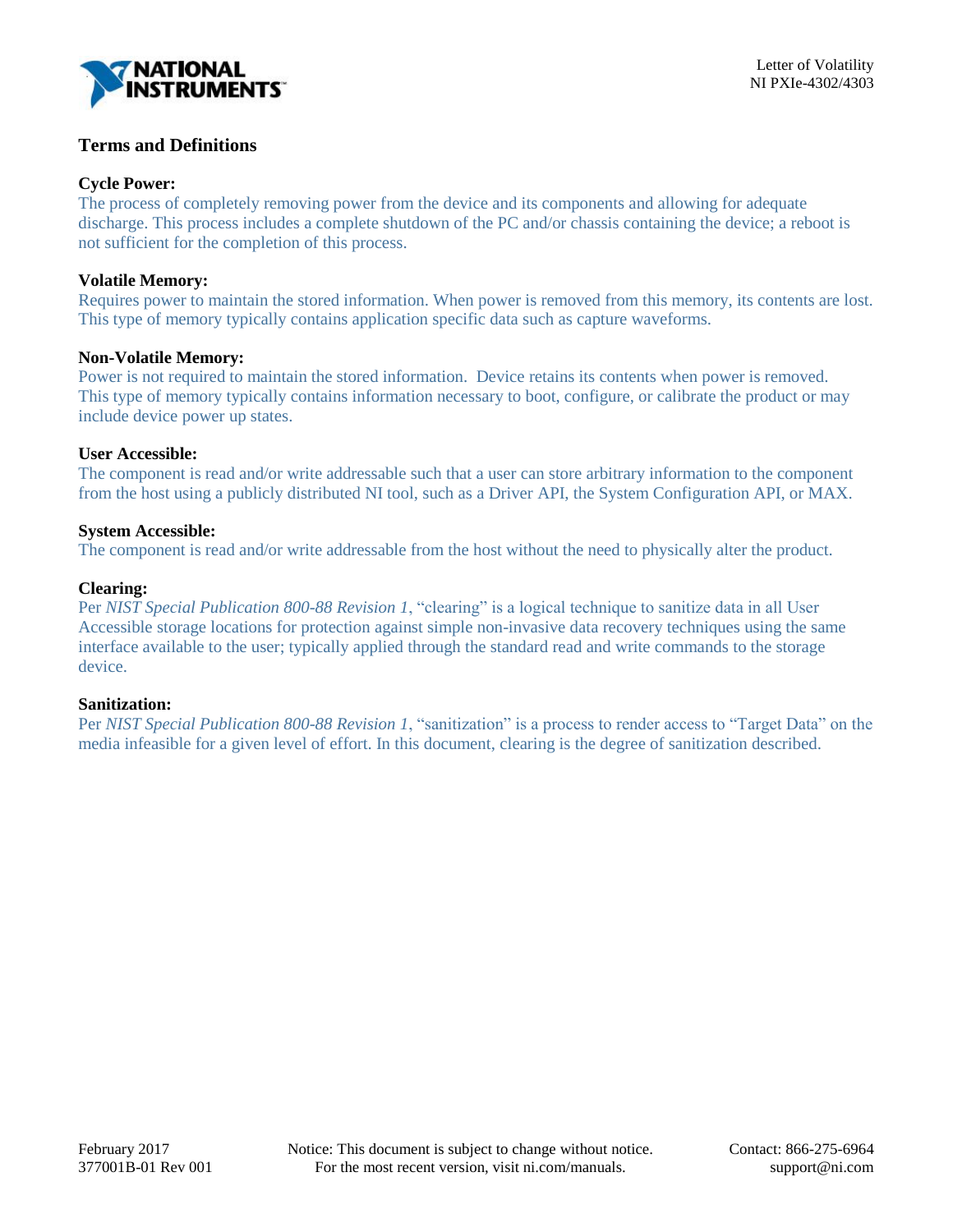## Terms and Definitions

**Cycle Power:**
The process of completely removing power from the device and its components and allowing for adequate discharge. This process includes a complete shutdown of the PC and/or chassis containing the device; a reboot is not sufficient for the completion of this process.

**Volatile Memory:**
Requires power to maintain the stored information. When power is removed from this memory, its contents are lost. This type of memory typically contains application specific data such as capture waveforms.

**Non-Volatile Memory:**
Power is not required to maintain the stored information. Device retains its contents when power is removed. This type of memory typically contains information necessary to boot, configure, or calibrate the product or may include device power up states.

**User Accessible:**
The component is read and/or write addressable such that a user can store arbitrary information to the component from the host using a publicly distributed NI tool, such as a Driver API, the System Configuration API, or MAX.

**System Accessible:**
The component is read and/or write addressable from the host without the need to physically alter the product.

**Clearing:**
Per *NIST Special Publication 800-88 Revision 1*, "clearing" is a logical technique to sanitize data in all User Accessible storage locations for protection against simple non-invasive data recovery techniques using the same interface available to the user; typically applied through the standard read and write commands to the storage device.

**Sanitization:**
Per *NIST Special Publication 800-88 Revision 1*, "sanitization" is a process to render access to "Target Data" on the media infeasible for a given level of effort. In this document, clearing is the degree of sanitization described.